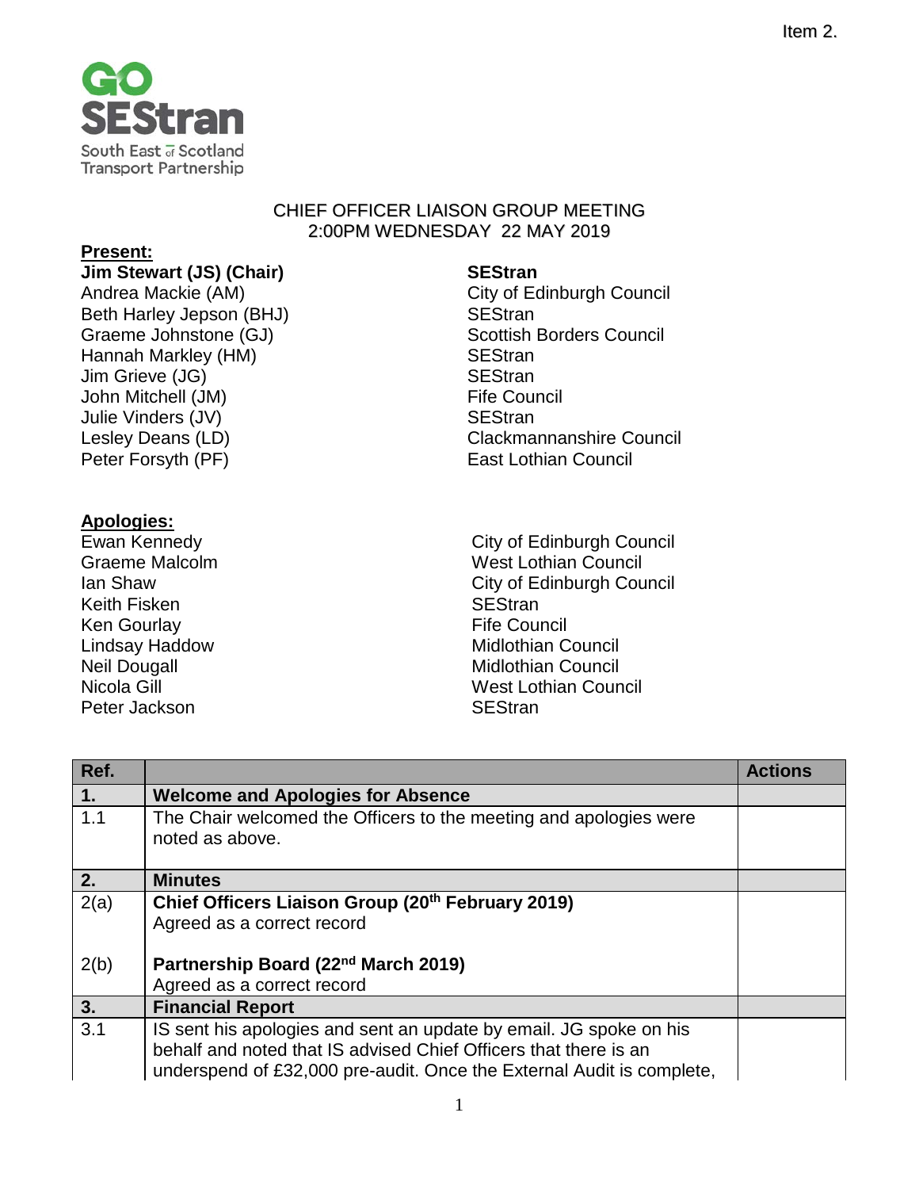Item 2.

GO SEStran
South East of Scotland Transport Partnership

CHIEF OFFICER LIAISON GROUP MEETING
2:00PM WEDNESDAY 22 MAY 2019

**Present:**

| | |
|---|---|
| **Jim Stewart (JS) (Chair)** | **SEStran** |
| Andrea Mackie (AM) | City of Edinburgh Council |
| Beth Harley Jepson (BHJ) | SEStran |
| Graeme Johnstone (GJ) | Scottish Borders Council |
| Hannah Markley (HM) | SEStran |
| Jim Grieve (JG) | SEStran |
| John Mitchell (JM) | Fife Council |
| Julie Vinders (JV) | SEStran |
| Lesley Deans (LD) | Clackmannanshire Council |
| Peter Forsyth (PF) | East Lothian Council |

**Apologies:**

| | |
|---|---|
| Ewan Kennedy | City of Edinburgh Council |
| Graeme Malcolm | West Lothian Council |
| Ian Shaw | City of Edinburgh Council |
| Keith Fisken | SEStran |
| Ken Gourlay | Fife Council |
| Lindsay Haddow | Midlothian Council |
| Neil Dougall | Midlothian Council |
| Nicola Gill | West Lothian Council |
| Peter Jackson | SEStran |

| Ref. | | Actions |
|---|---|---|
| **1.** | **Welcome and Apologies for Absence** | |
| 1.1 | The Chair welcomed the Officers to the meeting and apologies were noted as above. | |
| **2.** | **Minutes** | |
| 2(a) | **Chief Officers Liaison Group (20th February 2019)**<br>Agreed as a correct record | |
| 2(b) | **Partnership Board (22nd March 2019)**<br>Agreed as a correct record | |
| **3.** | **Financial Report** | |
| 3.1 | IS sent his apologies and sent an update by email. JG spoke on his behalf and noted that IS advised Chief Officers that there is an underspend of £32,000 pre-audit. Once the External Audit is complete, | |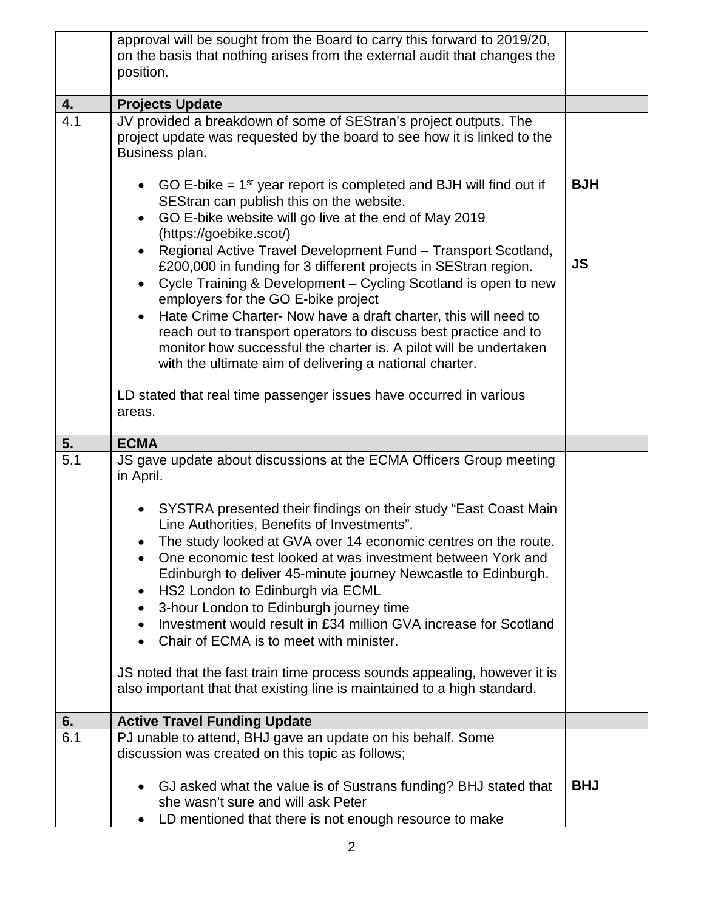| | | |
|---|---|---|
| | approval will be sought from the Board to carry this forward to 2019/20, on the basis that nothing arises from the external audit that changes the position. | |
| **4.** | **Projects Update** | |
| 4.1 | JV provided a breakdown of some of SEStran's project outputs. The project update was requested by the board to see how it is linked to the Business plan.<br><br>• GO E-bike = 1st year report is completed and BJH will find out if SEStran can publish this on the website.<br>• GO E-bike website will go live at the end of May 2019 (https://goebike.scot/)<br>• Regional Active Travel Development Fund – Transport Scotland, £200,000 in funding for 3 different projects in SEStran region.<br>• Cycle Training & Development – Cycling Scotland is open to new employers for the GO E-bike project<br>• Hate Crime Charter- Now have a draft charter, this will need to reach out to transport operators to discuss best practice and to monitor how successful the charter is. A pilot will be undertaken with the ultimate aim of delivering a national charter.<br><br>LD stated that real time passenger issues have occurred in various areas. | **BJH**<br><br>**JS** |
| **5.** | **ECMA** | |
| 5.1 | JS gave update about discussions at the ECMA Officers Group meeting in April.<br><br>• SYSTRA presented their findings on their study "East Coast Main Line Authorities, Benefits of Investments".<br>• The study looked at GVA over 14 economic centres on the route.<br>• One economic test looked at was investment between York and Edinburgh to deliver 45-minute journey Newcastle to Edinburgh.<br>• HS2 London to Edinburgh via ECML<br>• 3-hour London to Edinburgh journey time<br>• Investment would result in £34 million GVA increase for Scotland<br>• Chair of ECMA is to meet with minister.<br><br>JS noted that the fast train time process sounds appealing, however it is also important that that existing line is maintained to a high standard. | |
| **6.** | **Active Travel Funding Update** | |
| 6.1 | PJ unable to attend, BHJ gave an update on his behalf. Some discussion was created on this topic as follows;<br><br>• GJ asked what the value is of Sustrans funding? BHJ stated that she wasn't sure and will ask Peter<br>• LD mentioned that there is not enough resource to make | **BHJ** |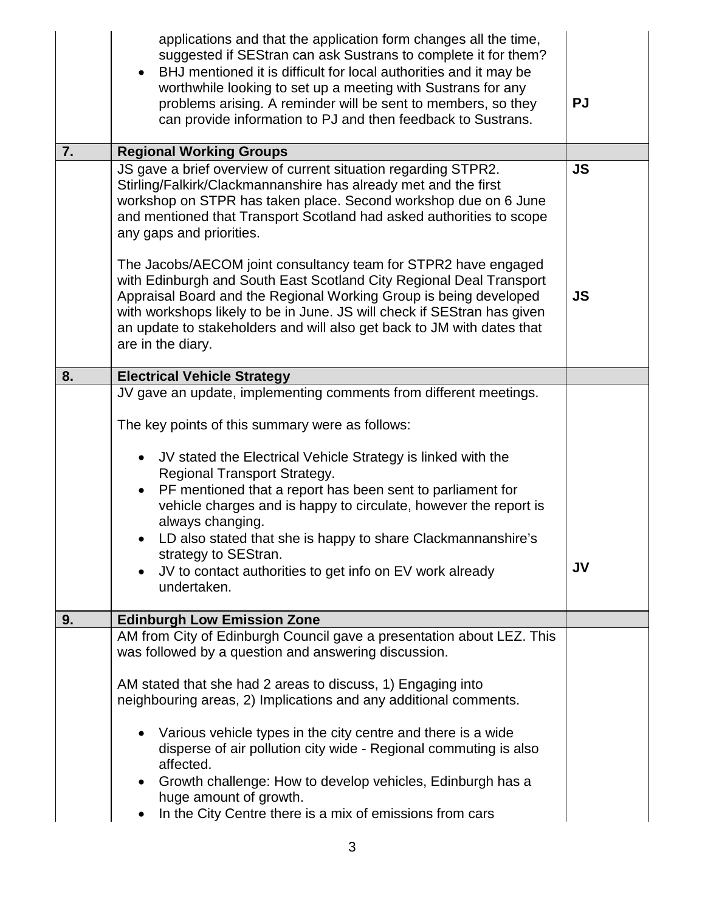| | | |
|---|---|---|
| | applications and that the application form changes all the time, suggested if SEStran can ask Sustrans to complete it for them?<br>• BHJ mentioned it is difficult for local authorities and it may be worthwhile looking to set up a meeting with Sustrans for any problems arising. A reminder will be sent to members, so they can provide information to PJ and then feedback to Sustrans. | **PJ** |
| **7.** | **Regional Working Groups** | |
| | JS gave a brief overview of current situation regarding STPR2. Stirling/Falkirk/Clackmannanshire has already met and the first workshop on STPR has taken place. Second workshop due on 6 June and mentioned that Transport Scotland had asked authorities to scope any gaps and priorities.<br><br>The Jacobs/AECOM joint consultancy team for STPR2 have engaged with Edinburgh and South East Scotland City Regional Deal Transport Appraisal Board and the Regional Working Group is being developed with workshops likely to be in June. JS will check if SEStran has given an update to stakeholders and will also get back to JM with dates that are in the diary. | **JS**<br><br><br><br><br>**JS** |
| **8.** | **Electrical Vehicle Strategy** | |
| | JV gave an update, implementing comments from different meetings.<br><br>The key points of this summary were as follows:<br><br>• JV stated the Electrical Vehicle Strategy is linked with the Regional Transport Strategy.<br>• PF mentioned that a report has been sent to parliament for vehicle charges and is happy to circulate, however the report is always changing.<br>• LD also stated that she is happy to share Clackmannanshire's strategy to SEStran.<br>• JV to contact authorities to get info on EV work already undertaken. | **JV** |
| **9.** | **Edinburgh Low Emission Zone** | |
| | AM from City of Edinburgh Council gave a presentation about LEZ. This was followed by a question and answering discussion.<br><br>AM stated that she had 2 areas to discuss, 1) Engaging into neighbouring areas, 2) Implications and any additional comments.<br><br>• Various vehicle types in the city centre and there is a wide disperse of air pollution city wide - Regional commuting is also affected.<br>• Growth challenge: How to develop vehicles, Edinburgh has a huge amount of growth.<br>• In the City Centre there is a mix of emissions from cars | |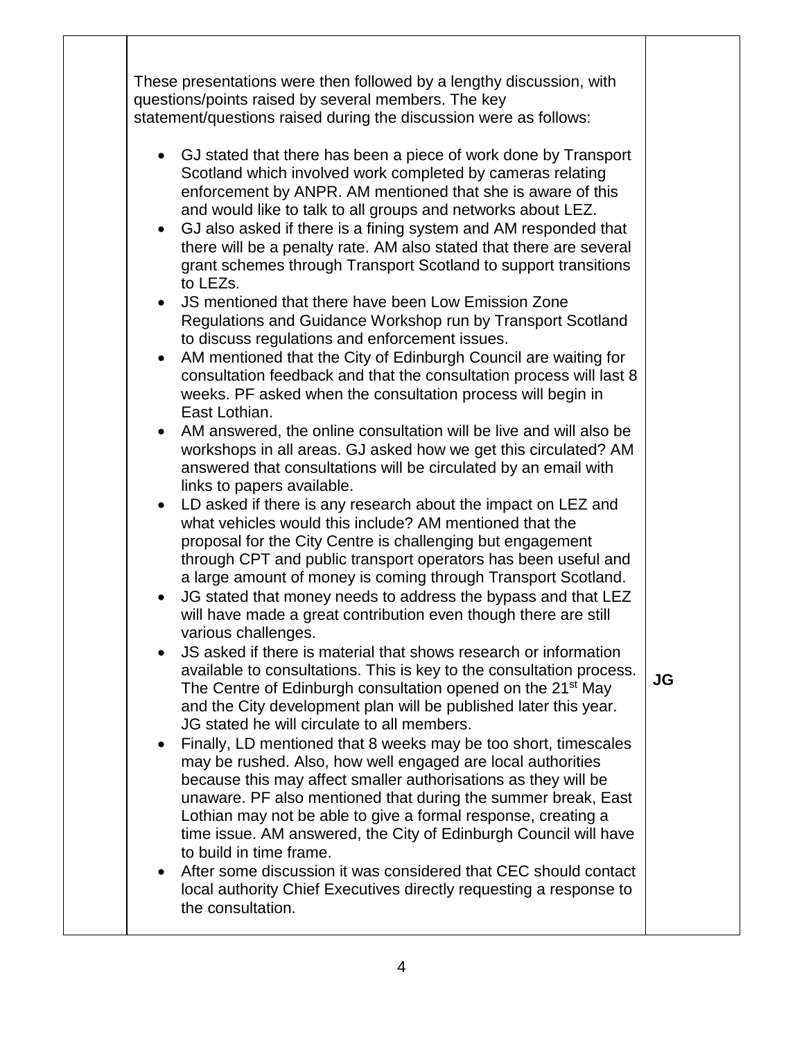| | | |
|---|---|---|
| | These presentations were then followed by a lengthy discussion, with questions/points raised by several members. The key statement/questions raised during the discussion were as follows:<br><br>• GJ stated that there has been a piece of work done by Transport Scotland which involved work completed by cameras relating enforcement by ANPR. AM mentioned that she is aware of this and would like to talk to all groups and networks about LEZ.<br>• GJ also asked if there is a fining system and AM responded that there will be a penalty rate. AM also stated that there are several grant schemes through Transport Scotland to support transitions to LEZs.<br>• JS mentioned that there have been Low Emission Zone Regulations and Guidance Workshop run by Transport Scotland to discuss regulations and enforcement issues.<br>• AM mentioned that the City of Edinburgh Council are waiting for consultation feedback and that the consultation process will last 8 weeks. PF asked when the consultation process will begin in East Lothian.<br>• AM answered, the online consultation will be live and will also be workshops in all areas. GJ asked how we get this circulated? AM answered that consultations will be circulated by an email with links to papers available.<br>• LD asked if there is any research about the impact on LEZ and what vehicles would this include? AM mentioned that the proposal for the City Centre is challenging but engagement through CPT and public transport operators has been useful and a large amount of money is coming through Transport Scotland.<br>• JG stated that money needs to address the bypass and that LEZ will have made a great contribution even though there are still various challenges.<br>• JS asked if there is material that shows research or information available to consultations. This is key to the consultation process. The Centre of Edinburgh consultation opened on the 21st May and the City development plan will be published later this year. JG stated he will circulate to all members.<br>• Finally, LD mentioned that 8 weeks may be too short, timescales may be rushed. Also, how well engaged are local authorities because this may affect smaller authorisations as they will be unaware. PF also mentioned that during the summer break, East Lothian may not be able to give a formal response, creating a time issue. AM answered, the City of Edinburgh Council will have to build in time frame.<br>• After some discussion it was considered that CEC should contact local authority Chief Executives directly requesting a response to the consultation. | **JG** |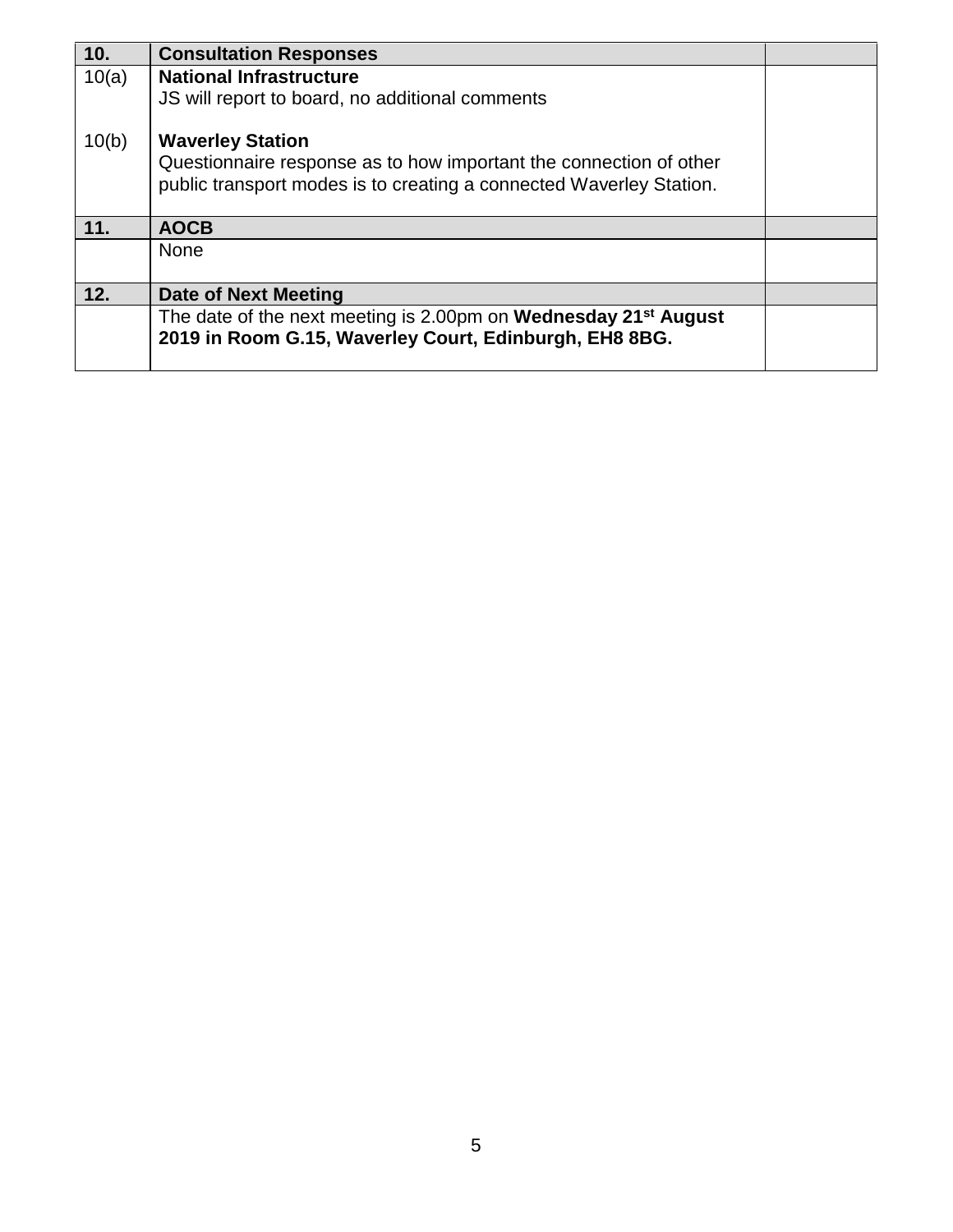| 10. | **Consultation Responses** | |
|---|---|---|
| 10(a) | **National Infrastructure**<br>JS will report to board, no additional comments | |
| 10(b) | **Waverley Station**<br>Questionnaire response as to how important the connection of other public transport modes is to creating a connected Waverley Station. | |
| **11.** | **AOCB** | |
| | None | |
| **12.** | **Date of Next Meeting** | |
| | The date of the next meeting is 2.00pm on **Wednesday 21st August 2019 in Room G.15, Waverley Court, Edinburgh, EH8 8BG.** | |